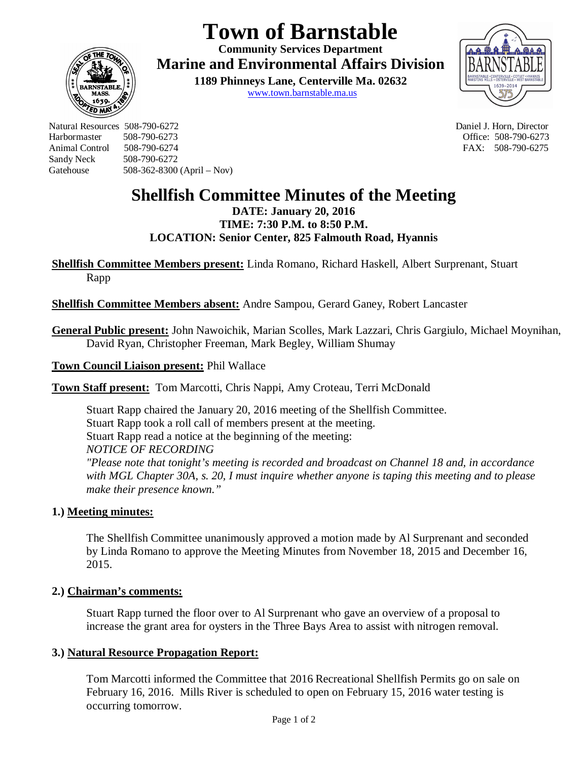# Town of Barnstable

**Community Services Department**

**Marine and Environmental Affairs Division**

**1189 Phinneys Lane, Centerville Ma. 02632**

www.town.barnstable.ma.us

Natural Resources 508-790-6272
Harbormaster 508-790-6273
Animal Control 508-790-6274
Sandy Neck 508-790-6272
Gatehouse 508-362-8300 (April – Nov)

Daniel J. Horn, Director
Office: 508-790-6273
FAX: 508-790-6275

## Shellfish Committee Minutes of the Meeting

**DATE: January 20, 2016**
**TIME: 7:30 P.M. to 8:50 P.M.**
**LOCATION: Senior Center, 825 Falmouth Road, Hyannis**

**Shellfish Committee Members present:** Linda Romano, Richard Haskell, Albert Surprenant, Stuart Rapp

**Shellfish Committee Members absent:** Andre Sampou, Gerard Ganey, Robert Lancaster

**General Public present:** John Nawoichik, Marian Scolles, Mark Lazzari, Chris Gargiulo, Michael Moynihan, David Ryan, Christopher Freeman, Mark Begley, William Shumay

**Town Council Liaison present:** Phil Wallace

**Town Staff present:** Tom Marcotti, Chris Nappi, Amy Croteau, Terri McDonald

Stuart Rapp chaired the January 20, 2016 meeting of the Shellfish Committee.
Stuart Rapp took a roll call of members present at the meeting.
Stuart Rapp read a notice at the beginning of the meeting:
*NOTICE OF RECORDING*
*"Please note that tonight's meeting is recorded and broadcast on Channel 18 and, in accordance with MGL Chapter 30A, s. 20, I must inquire whether anyone is taping this meeting and to please make their presence known."*

### 1.) Meeting minutes:

The Shellfish Committee unanimously approved a motion made by Al Surprenant and seconded by Linda Romano to approve the Meeting Minutes from November 18, 2015 and December 16, 2015.

### 2.) Chairman's comments:

Stuart Rapp turned the floor over to Al Surprenant who gave an overview of a proposal to increase the grant area for oysters in the Three Bays Area to assist with nitrogen removal.

### 3.) Natural Resource Propagation Report:

Tom Marcotti informed the Committee that 2016 Recreational Shellfish Permits go on sale on February 16, 2016. Mills River is scheduled to open on February 15, 2016 water testing is occurring tomorrow.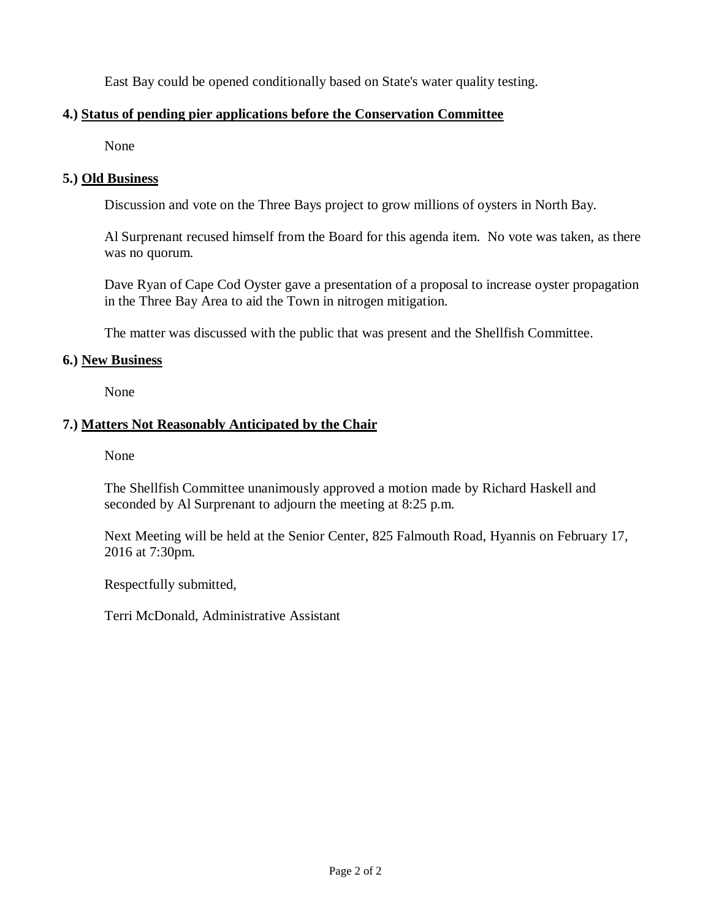East Bay could be opened conditionally based on State's water quality testing.

**4.) Status of pending pier applications before the Conservation Committee**

None

**5.) Old Business**

Discussion and vote on the Three Bays project to grow millions of oysters in North Bay.

Al Surprenant recused himself from the Board for this agenda item. No vote was taken, as there was no quorum.

Dave Ryan of Cape Cod Oyster gave a presentation of a proposal to increase oyster propagation in the Three Bay Area to aid the Town in nitrogen mitigation.

The matter was discussed with the public that was present and the Shellfish Committee.

**6.) New Business**

None

**7.) Matters Not Reasonably Anticipated by the Chair**

None

The Shellfish Committee unanimously approved a motion made by Richard Haskell and seconded by Al Surprenant to adjourn the meeting at 8:25 p.m.

Next Meeting will be held at the Senior Center, 825 Falmouth Road, Hyannis on February 17, 2016 at 7:30pm.

Respectfully submitted,

Terri McDonald, Administrative Assistant